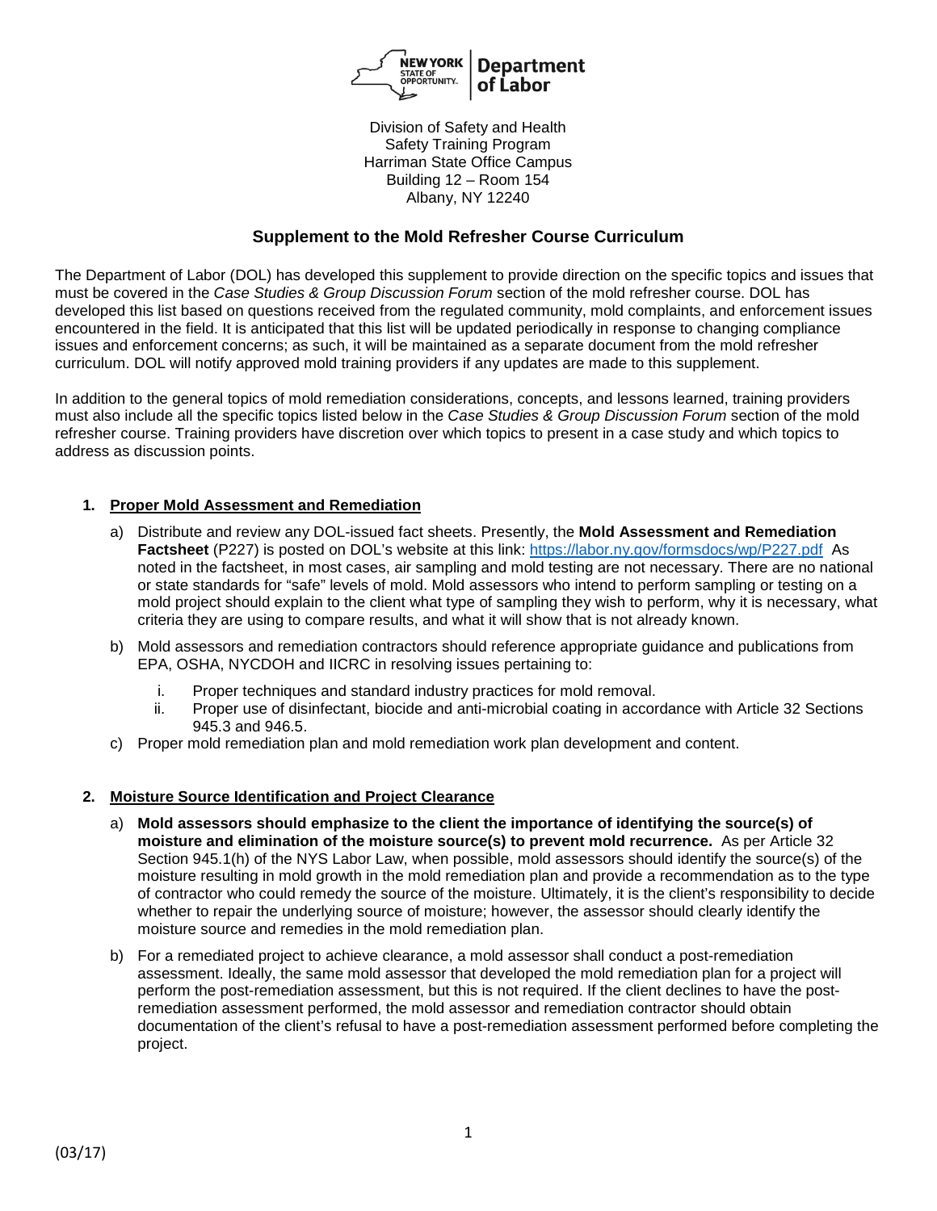Division of Safety and Health
Safety Training Program
Harriman State Office Campus
Building 12 – Room 154
Albany, NY 12240

## Supplement to the Mold Refresher Course Curriculum

The Department of Labor (DOL) has developed this supplement to provide direction on the specific topics and issues that must be covered in the *Case Studies & Group Discussion Forum* section of the mold refresher course. DOL has developed this list based on questions received from the regulated community, mold complaints, and enforcement issues encountered in the field. It is anticipated that this list will be updated periodically in response to changing compliance issues and enforcement concerns; as such, it will be maintained as a separate document from the mold refresher curriculum. DOL will notify approved mold training providers if any updates are made to this supplement.

In addition to the general topics of mold remediation considerations, concepts, and lessons learned, training providers must also include all the specific topics listed below in the *Case Studies & Group Discussion Forum* section of the mold refresher course. Training providers have discretion over which topics to present in a case study and which topics to address as discussion points.

1. **Proper Mold Assessment and Remediation**

   a) Distribute and review any DOL-issued fact sheets. Presently, the **Mold Assessment and Remediation Factsheet** (P227) is posted on DOL's website at this link: https://labor.ny.gov/formsdocs/wp/P227.pdf As noted in the factsheet, in most cases, air sampling and mold testing are not necessary. There are no national or state standards for "safe" levels of mold. Mold assessors who intend to perform sampling or testing on a mold project should explain to the client what type of sampling they wish to perform, why it is necessary, what criteria they are using to compare results, and what it will show that is not already known.

   b) Mold assessors and remediation contractors should reference appropriate guidance and publications from EPA, OSHA, NYCDOH and IICRC in resolving issues pertaining to:

      i. Proper techniques and standard industry practices for mold removal.
      ii. Proper use of disinfectant, biocide and anti-microbial coating in accordance with Article 32 Sections 945.3 and 946.5.

   c) Proper mold remediation plan and mold remediation work plan development and content.

2. **Moisture Source Identification and Project Clearance**

   a) **Mold assessors should emphasize to the client the importance of identifying the source(s) of moisture and elimination of the moisture source(s) to prevent mold recurrence.** As per Article 32 Section 945.1(h) of the NYS Labor Law, when possible, mold assessors should identify the source(s) of the moisture resulting in mold growth in the mold remediation plan and provide a recommendation as to the type of contractor who could remedy the source of the moisture. Ultimately, it is the client's responsibility to decide whether to repair the underlying source of moisture; however, the assessor should clearly identify the moisture source and remedies in the mold remediation plan.

   b) For a remediated project to achieve clearance, a mold assessor shall conduct a post-remediation assessment. Ideally, the same mold assessor that developed the mold remediation plan for a project will perform the post-remediation assessment, but this is not required. If the client declines to have the post-remediation assessment performed, the mold assessor and remediation contractor should obtain documentation of the client's refusal to have a post-remediation assessment performed before completing the project.

(03/17)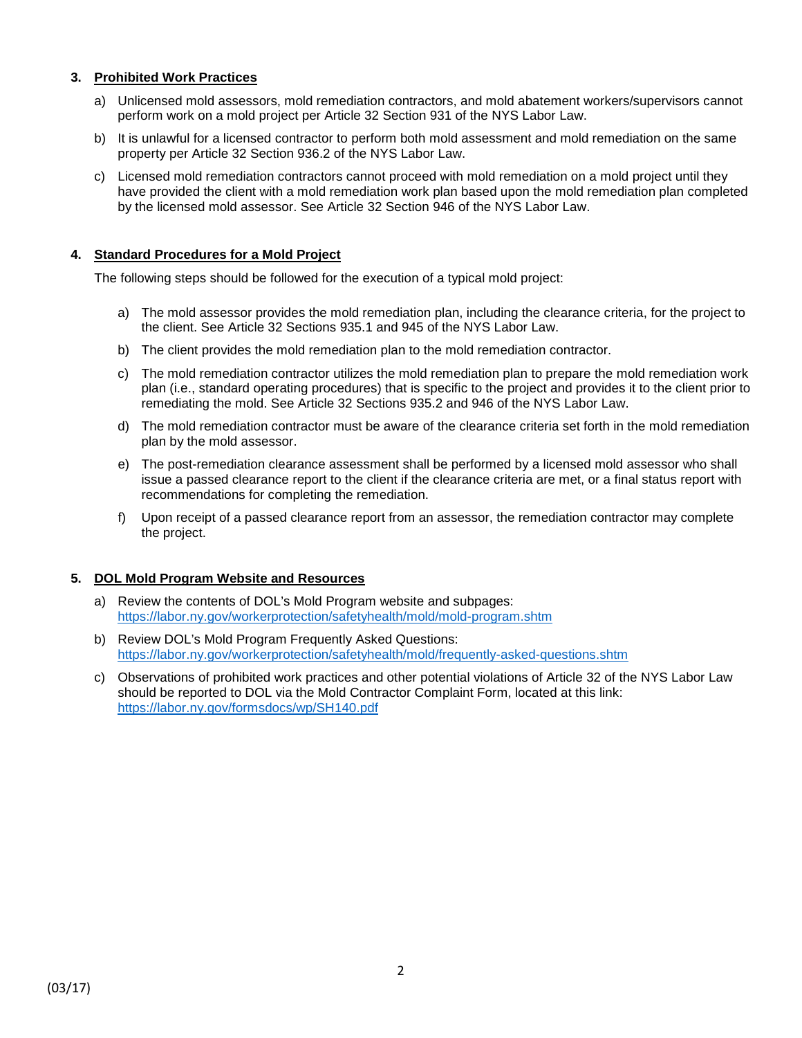## 3. Prohibited Work Practices

a) Unlicensed mold assessors, mold remediation contractors, and mold abatement workers/supervisors cannot perform work on a mold project per Article 32 Section 931 of the NYS Labor Law.

b) It is unlawful for a licensed contractor to perform both mold assessment and mold remediation on the same property per Article 32 Section 936.2 of the NYS Labor Law.

c) Licensed mold remediation contractors cannot proceed with mold remediation on a mold project until they have provided the client with a mold remediation work plan based upon the mold remediation plan completed by the licensed mold assessor. See Article 32 Section 946 of the NYS Labor Law.

## 4. Standard Procedures for a Mold Project

The following steps should be followed for the execution of a typical mold project:

a) The mold assessor provides the mold remediation plan, including the clearance criteria, for the project to the client. See Article 32 Sections 935.1 and 945 of the NYS Labor Law.

b) The client provides the mold remediation plan to the mold remediation contractor.

c) The mold remediation contractor utilizes the mold remediation plan to prepare the mold remediation work plan (i.e., standard operating procedures) that is specific to the project and provides it to the client prior to remediating the mold. See Article 32 Sections 935.2 and 946 of the NYS Labor Law.

d) The mold remediation contractor must be aware of the clearance criteria set forth in the mold remediation plan by the mold assessor.

e) The post-remediation clearance assessment shall be performed by a licensed mold assessor who shall issue a passed clearance report to the client if the clearance criteria are met, or a final status report with recommendations for completing the remediation.

f) Upon receipt of a passed clearance report from an assessor, the remediation contractor may complete the project.

## 5. DOL Mold Program Website and Resources

a) Review the contents of DOL's Mold Program website and subpages: https://labor.ny.gov/workerprotection/safetyhealth/mold/mold-program.shtm

b) Review DOL's Mold Program Frequently Asked Questions: https://labor.ny.gov/workerprotection/safetyhealth/mold/frequently-asked-questions.shtm

c) Observations of prohibited work practices and other potential violations of Article 32 of the NYS Labor Law should be reported to DOL via the Mold Contractor Complaint Form, located at this link: https://labor.ny.gov/formsdocs/wp/SH140.pdf

(03/17)